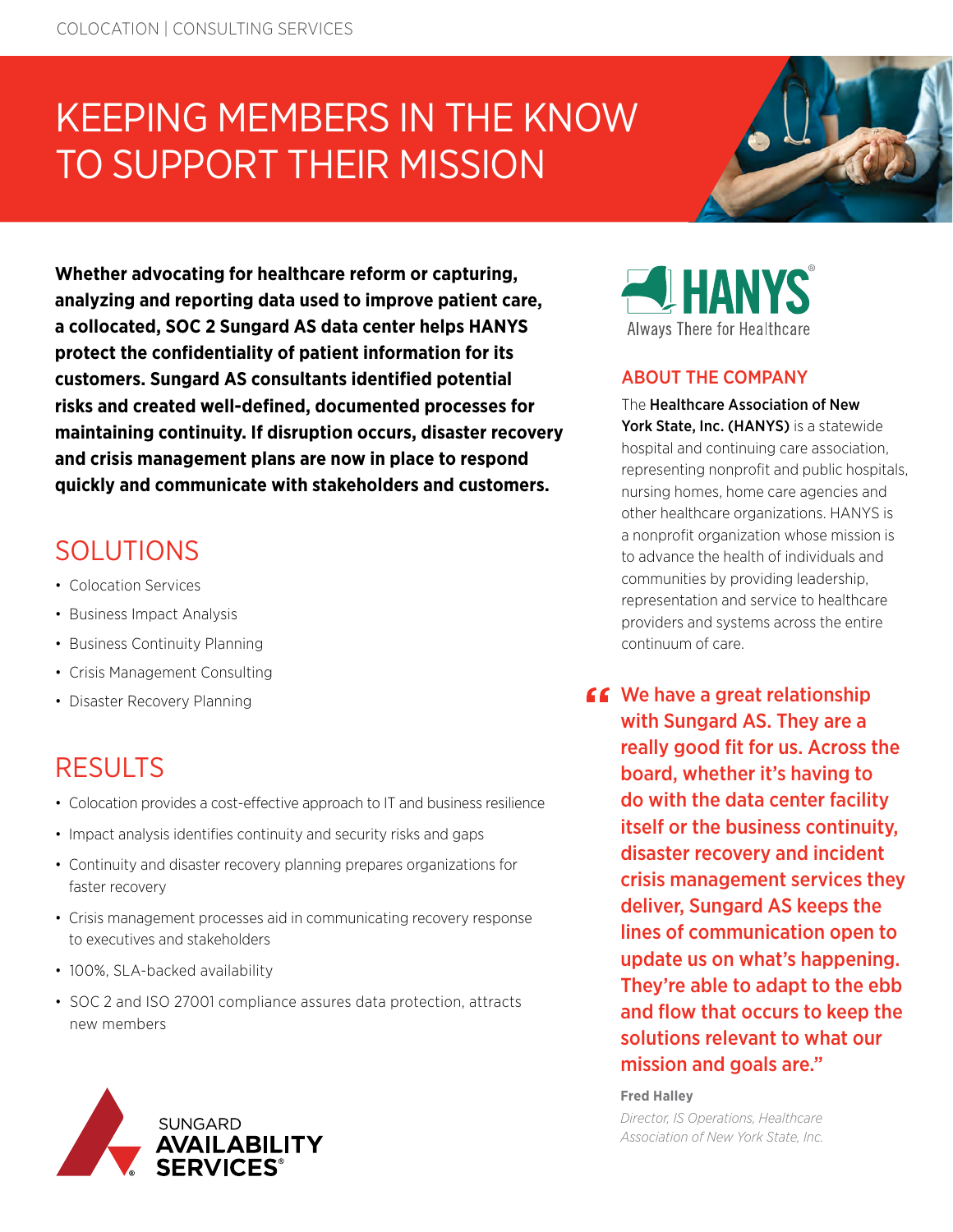COLOCATION | CONSULTING SERVICES

# KEEPING MEMBERS IN THE KNOW TO SUPPORT THEIR MISSION

**Whether advocating for healthcare reform or capturing, analyzing and reporting data used to improve patient care, a collocated, SOC 2 Sungard AS data center helps HANYS protect the confidentiality of patient information for its customers. Sungard AS consultants identified potential risks and created well-defined, documented processes for maintaining continuity. If disruption occurs, disaster recovery and crisis management plans are now in place to respond quickly and communicate with stakeholders and customers.**

## SOLUTIONS

- Colocation Services
- Business Impact Analysis
- Business Continuity Planning
- Crisis Management Consulting
- Disaster Recovery Planning

## RESULTS

- Colocation provides a cost-effective approach to IT and business resilience
- Impact analysis identifies continuity and security risks and gaps
- Continuity and disaster recovery planning prepares organizations for faster recovery
- Crisis management processes aid in communicating recovery response to executives and stakeholders
- 100%, SLA-backed availability
- SOC 2 and ISO 27001 compliance assures data protection, attracts new members

HANYS®
Always There for Healthcare

## ABOUT THE COMPANY

The **Healthcare Association of New York State, Inc. (HANYS)** is a statewide hospital and continuing care association, representing nonprofit and public hospitals, nursing homes, home care agencies and other healthcare organizations. HANYS is a nonprofit organization whose mission is to advance the health of individuals and communities by providing leadership, representation and service to healthcare providers and systems across the entire continuum of care.

> "We have a great relationship with Sungard AS. They are a really good fit for us. Across the board, whether it's having to do with the data center facility itself or the business continuity, disaster recovery and incident crisis management services they deliver, Sungard AS keeps the lines of communication open to update us on what's happening. They're able to adapt to the ebb and flow that occurs to keep the solutions relevant to what our mission and goals are."

**Fred Halley**
*Director, IS Operations, Healthcare Association of New York State, Inc.*

SUNGARD AVAILABILITY SERVICES®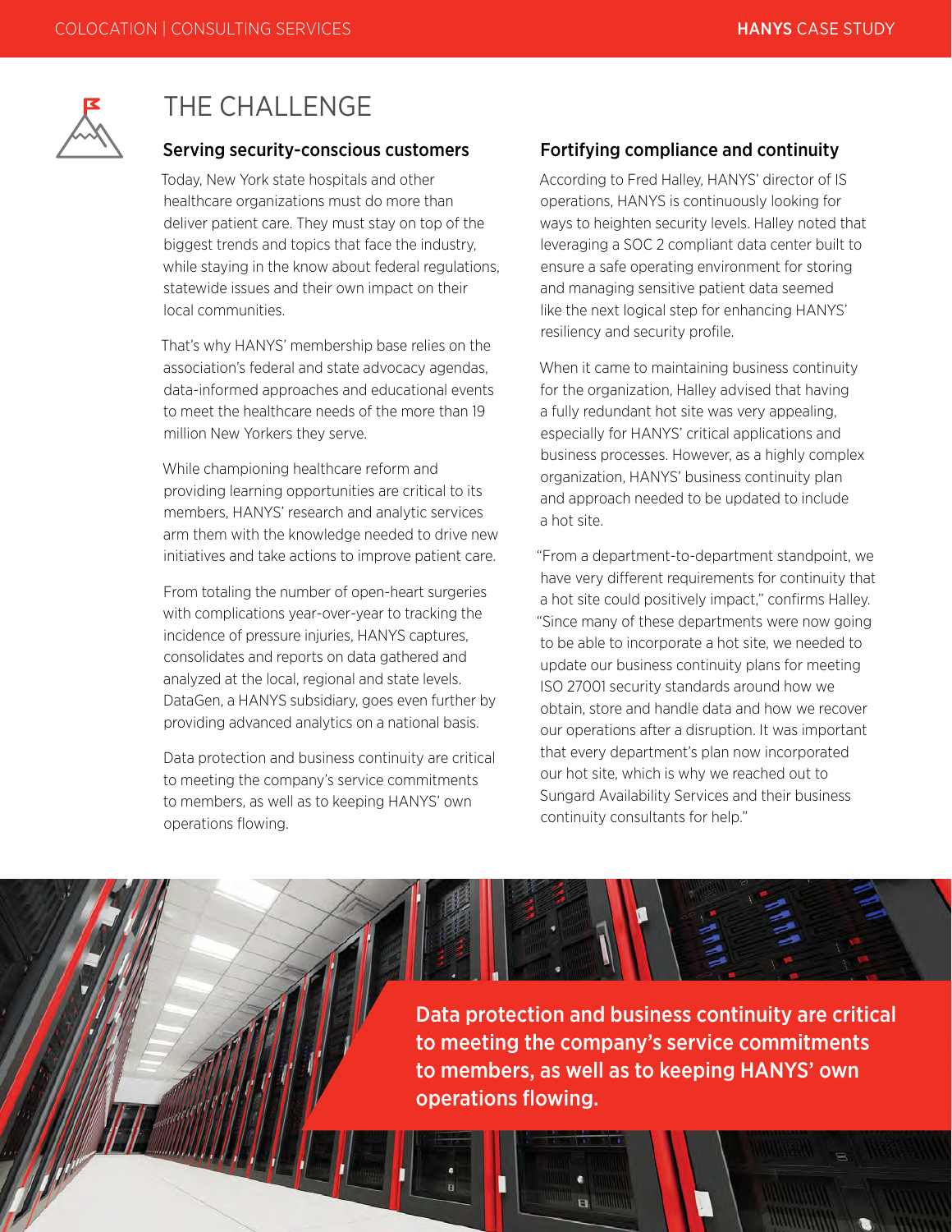# THE CHALLENGE

## Serving security-conscious customers

Today, New York state hospitals and other healthcare organizations must do more than deliver patient care. They must stay on top of the biggest trends and topics that face the industry, while staying in the know about federal regulations, statewide issues and their own impact on their local communities.

That's why HANYS' membership base relies on the association's federal and state advocacy agendas, data-informed approaches and educational events to meet the healthcare needs of the more than 19 million New Yorkers they serve.

While championing healthcare reform and providing learning opportunities are critical to its members, HANYS' research and analytic services arm them with the knowledge needed to drive new initiatives and take actions to improve patient care.

From totaling the number of open-heart surgeries with complications year-over-year to tracking the incidence of pressure injuries, HANYS captures, consolidates and reports on data gathered and analyzed at the local, regional and state levels. DataGen, a HANYS subsidiary, goes even further by providing advanced analytics on a national basis.

Data protection and business continuity are critical to meeting the company's service commitments to members, as well as to keeping HANYS' own operations flowing.

## Fortifying compliance and continuity

According to Fred Halley, HANYS' director of IS operations, HANYS is continuously looking for ways to heighten security levels. Halley noted that leveraging a SOC 2 compliant data center built to ensure a safe operating environment for storing and managing sensitive patient data seemed like the next logical step for enhancing HANYS' resiliency and security profile.

When it came to maintaining business continuity for the organization, Halley advised that having a fully redundant hot site was very appealing, especially for HANYS' critical applications and business processes. However, as a highly complex organization, HANYS' business continuity plan and approach needed to be updated to include a hot site.

"From a department-to-department standpoint, we have very different requirements for continuity that a hot site could positively impact," confirms Halley. "Since many of these departments were now going to be able to incorporate a hot site, we needed to update our business continuity plans for meeting ISO 27001 security standards around how we obtain, store and handle data and how we recover our operations after a disruption. It was important that every department's plan now incorporated our hot site, which is why we reached out to Sungard Availability Services and their business continuity consultants for help."

**Data protection and business continuity are critical to meeting the company's service commitments to members, as well as to keeping HANYS' own operations flowing.**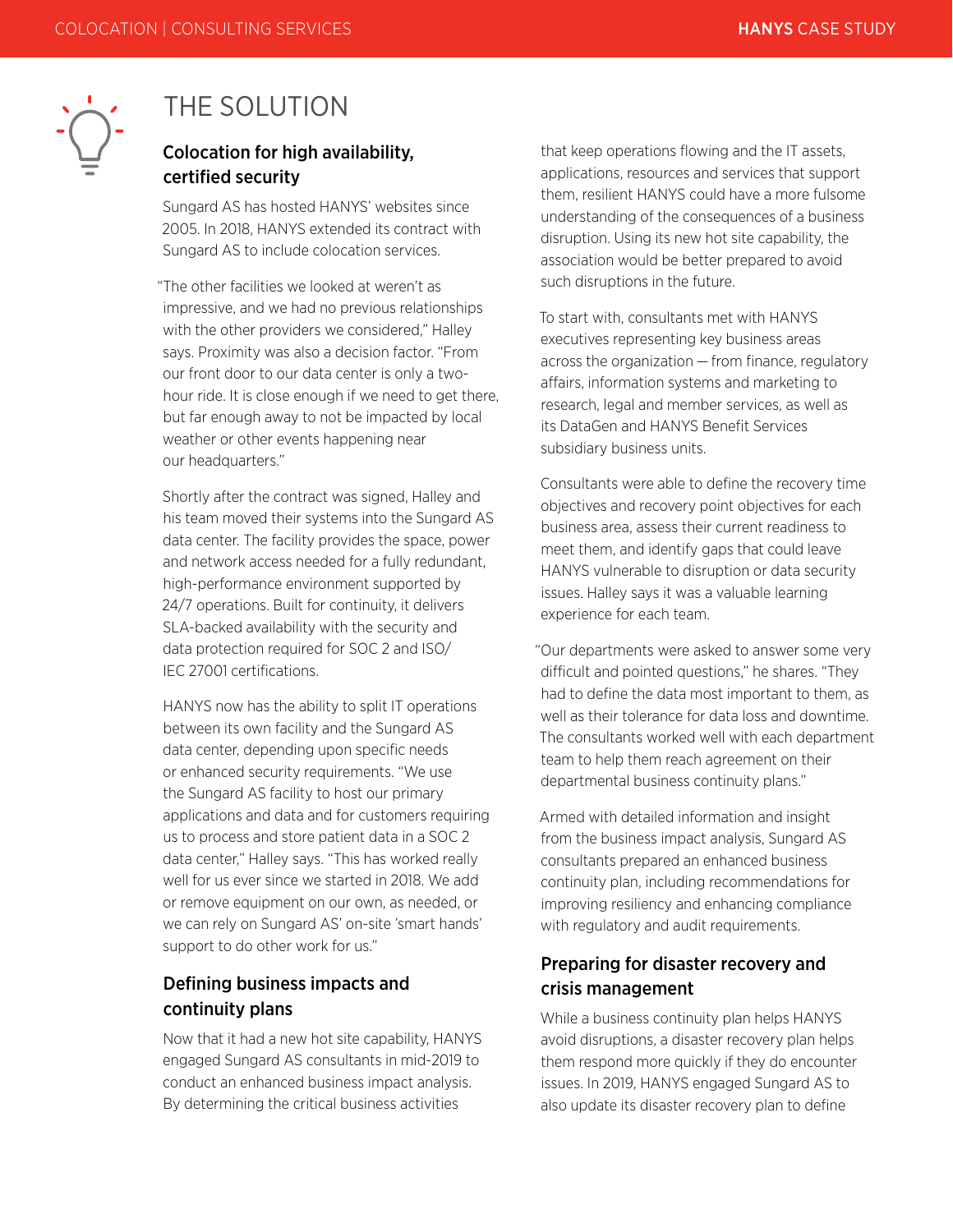# THE SOLUTION

## Colocation for high availability, certified security

Sungard AS has hosted HANYS' websites since 2005. In 2018, HANYS extended its contract with Sungard AS to include colocation services.

"The other facilities we looked at weren't as impressive, and we had no previous relationships with the other providers we considered," Halley says. Proximity was also a decision factor. "From our front door to our data center is only a two-hour ride. It is close enough if we need to get there, but far enough away to not be impacted by local weather or other events happening near our headquarters."

Shortly after the contract was signed, Halley and his team moved their systems into the Sungard AS data center. The facility provides the space, power and network access needed for a fully redundant, high-performance environment supported by 24/7 operations. Built for continuity, it delivers SLA-backed availability with the security and data protection required for SOC 2 and ISO/IEC 27001 certifications.

HANYS now has the ability to split IT operations between its own facility and the Sungard AS data center, depending upon specific needs or enhanced security requirements. "We use the Sungard AS facility to host our primary applications and data and for customers requiring us to process and store patient data in a SOC 2 data center," Halley says. "This has worked really well for us ever since we started in 2018. We add or remove equipment on our own, as needed, or we can rely on Sungard AS' on-site 'smart hands' support to do other work for us."

## Defining business impacts and continuity plans

Now that it had a new hot site capability, HANYS engaged Sungard AS consultants in mid-2019 to conduct an enhanced business impact analysis. By determining the critical business activities that keep operations flowing and the IT assets, applications, resources and services that support them, resilient HANYS could have a more fulsome understanding of the consequences of a business disruption. Using its new hot site capability, the association would be better prepared to avoid such disruptions in the future.

To start with, consultants met with HANYS executives representing key business areas across the organization — from finance, regulatory affairs, information systems and marketing to research, legal and member services, as well as its DataGen and HANYS Benefit Services subsidiary business units.

Consultants were able to define the recovery time objectives and recovery point objectives for each business area, assess their current readiness to meet them, and identify gaps that could leave HANYS vulnerable to disruption or data security issues. Halley says it was a valuable learning experience for each team.

"Our departments were asked to answer some very difficult and pointed questions," he shares. "They had to define the data most important to them, as well as their tolerance for data loss and downtime. The consultants worked well with each department team to help them reach agreement on their departmental business continuity plans."

Armed with detailed information and insight from the business impact analysis, Sungard AS consultants prepared an enhanced business continuity plan, including recommendations for improving resiliency and enhancing compliance with regulatory and audit requirements.

## Preparing for disaster recovery and crisis management

While a business continuity plan helps HANYS avoid disruptions, a disaster recovery plan helps them respond more quickly if they do encounter issues. In 2019, HANYS engaged Sungard AS to also update its disaster recovery plan to define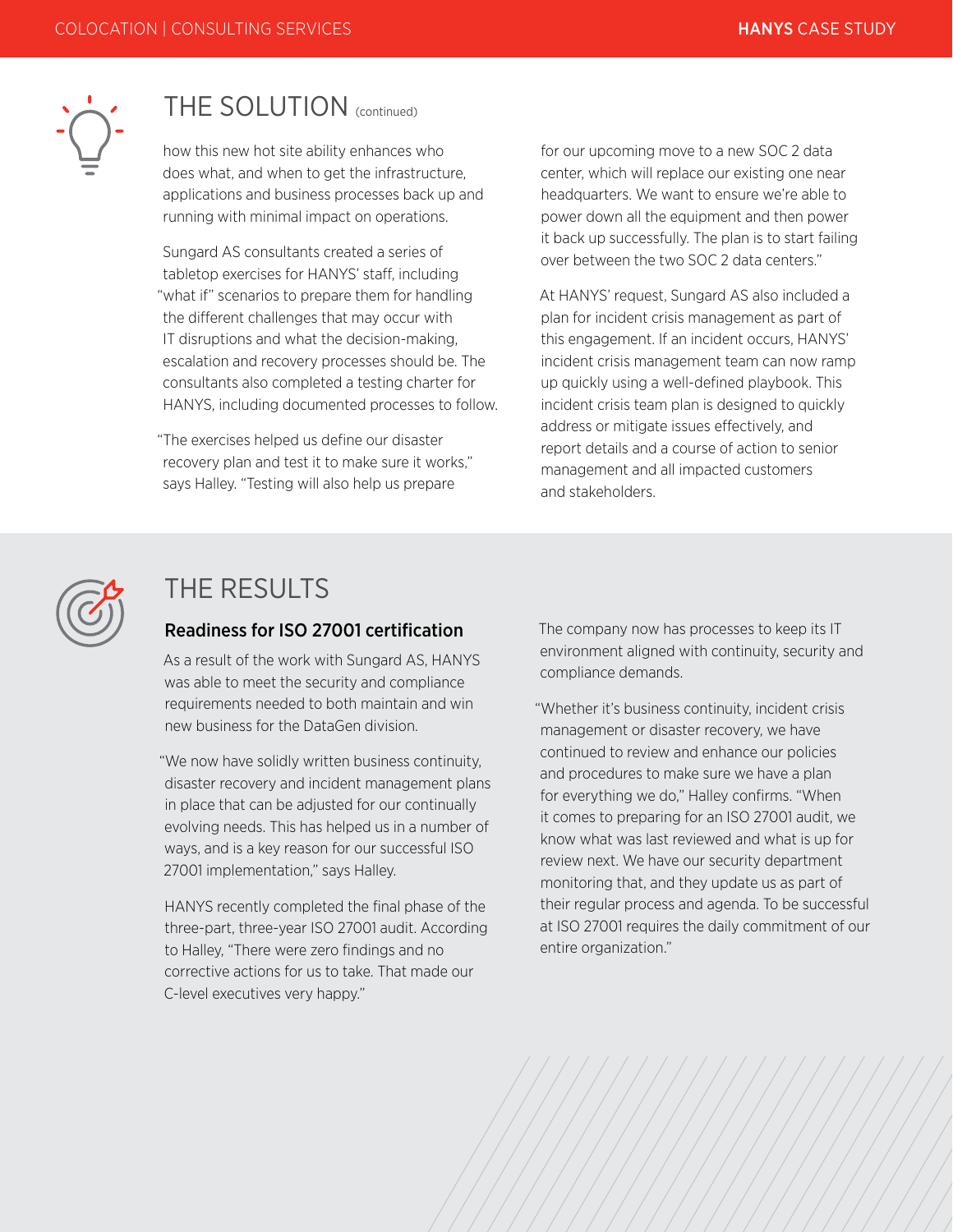## THE SOLUTION (continued)

how this new hot site ability enhances who does what, and when to get the infrastructure, applications and business processes back up and running with minimal impact on operations.

Sungard AS consultants created a series of tabletop exercises for HANYS' staff, including "what if" scenarios to prepare them for handling the different challenges that may occur with IT disruptions and what the decision-making, escalation and recovery processes should be. The consultants also completed a testing charter for HANYS, including documented processes to follow.

"The exercises helped us define our disaster recovery plan and test it to make sure it works," says Halley. "Testing will also help us prepare for our upcoming move to a new SOC 2 data center, which will replace our existing one near headquarters. We want to ensure we're able to power down all the equipment and then power it back up successfully. The plan is to start failing over between the two SOC 2 data centers."

At HANYS' request, Sungard AS also included a plan for incident crisis management as part of this engagement. If an incident occurs, HANYS' incident crisis management team can now ramp up quickly using a well-defined playbook. This incident crisis team plan is designed to quickly address or mitigate issues effectively, and report details and a course of action to senior management and all impacted customers and stakeholders.

## THE RESULTS

### Readiness for ISO 27001 certification

As a result of the work with Sungard AS, HANYS was able to meet the security and compliance requirements needed to both maintain and win new business for the DataGen division.

"We now have solidly written business continuity, disaster recovery and incident management plans in place that can be adjusted for our continually evolving needs. This has helped us in a number of ways, and is a key reason for our successful ISO 27001 implementation," says Halley.

HANYS recently completed the final phase of the three-part, three-year ISO 27001 audit. According to Halley, "There were zero findings and no corrective actions for us to take. That made our C-level executives very happy."

The company now has processes to keep its IT environment aligned with continuity, security and compliance demands.

"Whether it's business continuity, incident crisis management or disaster recovery, we have continued to review and enhance our policies and procedures to make sure we have a plan for everything we do," Halley confirms. "When it comes to preparing for an ISO 27001 audit, we know what was last reviewed and what is up for review next. We have our security department monitoring that, and they update us as part of their regular process and agenda. To be successful at ISO 27001 requires the daily commitment of our entire organization."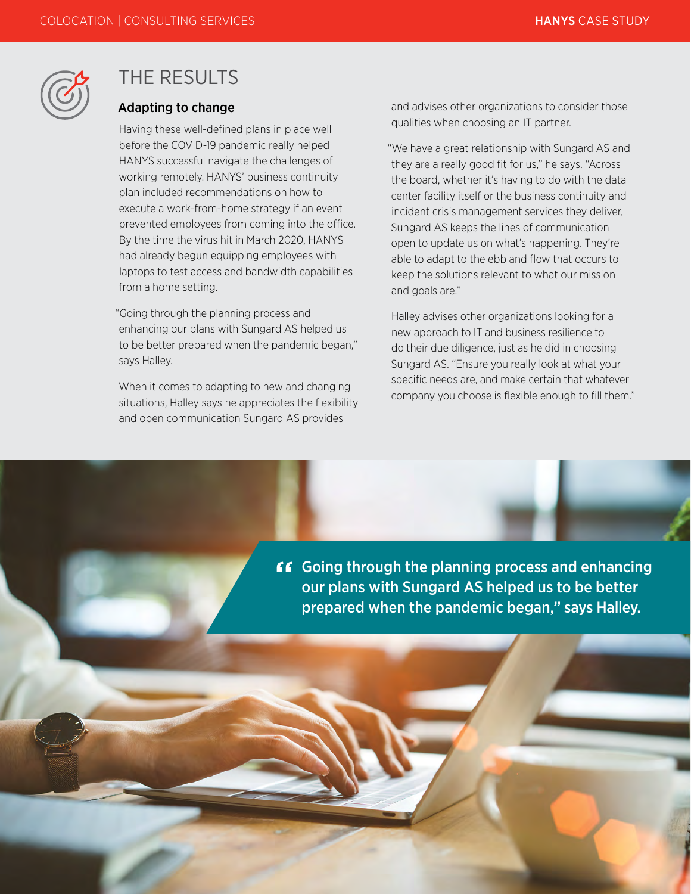# THE RESULTS

## Adapting to change

Having these well-defined plans in place well before the COVID-19 pandemic really helped HANYS successful navigate the challenges of working remotely. HANYS' business continuity plan included recommendations on how to execute a work-from-home strategy if an event prevented employees from coming into the office. By the time the virus hit in March 2020, HANYS had already begun equipping employees with laptops to test access and bandwidth capabilities from a home setting.

"Going through the planning process and enhancing our plans with Sungard AS helped us to be better prepared when the pandemic began," says Halley.

When it comes to adapting to new and changing situations, Halley says he appreciates the flexibility and open communication Sungard AS provides and advises other organizations to consider those qualities when choosing an IT partner.

"We have a great relationship with Sungard AS and they are a really good fit for us," he says. "Across the board, whether it's having to do with the data center facility itself or the business continuity and incident crisis management services they deliver, Sungard AS keeps the lines of communication open to update us on what's happening. They're able to adapt to the ebb and flow that occurs to keep the solutions relevant to what our mission and goals are."

Halley advises other organizations looking for a new approach to IT and business resilience to do their due diligence, just as he did in choosing Sungard AS. "Ensure you really look at what your specific needs are, and make certain that whatever company you choose is flexible enough to fill them."

> **"Going through the planning process and enhancing our plans with Sungard AS helped us to be better prepared when the pandemic began," says Halley.**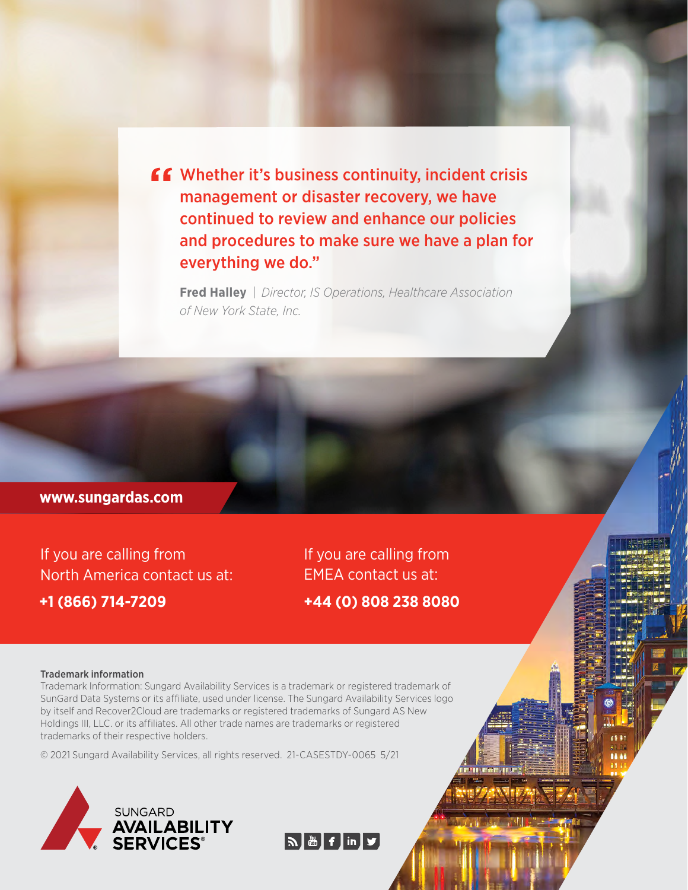> "Whether it's business continuity, incident crisis management or disaster recovery, we have continued to review and enhance our policies and procedures to make sure we have a plan for everything we do."
>
> **Fred Halley** | *Director, IS Operations, Healthcare Association of New York State, Inc.*

**www.sungardas.com**

If you are calling from North America contact us at:

**+1 (866) 714-7209**

If you are calling from EMEA contact us at:

**+44 (0) 808 238 8080**

**Trademark information**

Trademark Information: Sungard Availability Services is a trademark or registered trademark of SunGard Data Systems or its affiliate, used under license. The Sungard Availability Services logo by itself and Recover2Cloud are trademarks or registered trademarks of Sungard AS New Holdings III, LLC. or its affiliates. All other trade names are trademarks or registered trademarks of their respective holders.

© 2021 Sungard Availability Services, all rights reserved. 21-CASESTDY-0065 5/21

SUNGARD AVAILABILITY SERVICES®